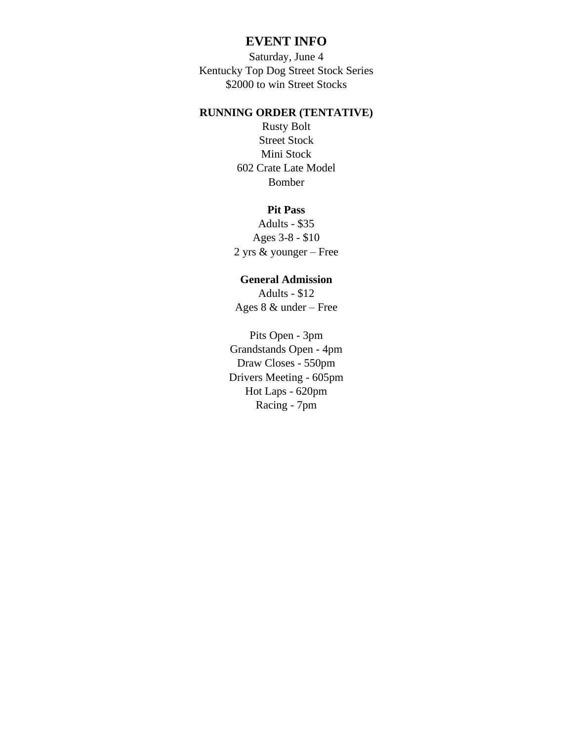# EVENT INFO

Saturday, June 4
Kentucky Top Dog Street Stock Series
$2000 to win Street Stocks

## RUNNING ORDER (TENTATIVE)

Rusty Bolt
Street Stock
Mini Stock
602 Crate Late Model
Bomber

### Pit Pass

Adults - $35
Ages 3-8 - $10
2 yrs & younger – Free

### General Admission

Adults - $12
Ages 8 & under – Free

Pits Open - 3pm
Grandstands Open - 4pm
Draw Closes - 550pm
Drivers Meeting - 605pm
Hot Laps - 620pm
Racing - 7pm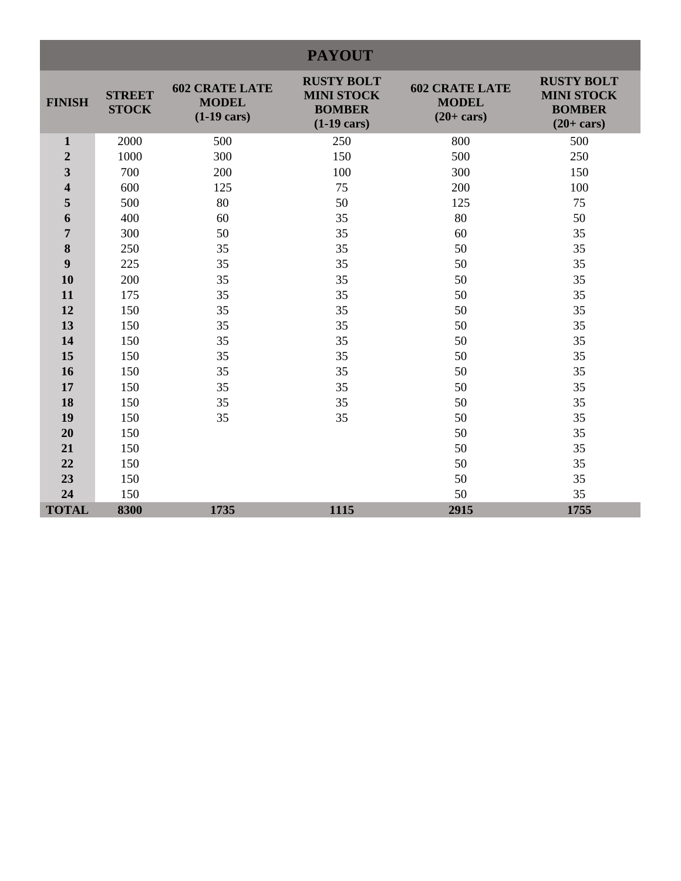| PAYOUT | | | | | |
|---|---|---|---|---|---|
| **FINISH** | **STREET STOCK** | **602 CRATE LATE MODEL (1-19 cars)** | **RUSTY BOLT MINI STOCK BOMBER (1-19 cars)** | **602 CRATE LATE MODEL (20+ cars)** | **RUSTY BOLT MINI STOCK BOMBER (20+ cars)** |
| **1** | 2000 | 500 | 250 | 800 | 500 |
| **2** | 1000 | 300 | 150 | 500 | 250 |
| **3** | 700 | 200 | 100 | 300 | 150 |
| **4** | 600 | 125 | 75 | 200 | 100 |
| **5** | 500 | 80 | 50 | 125 | 75 |
| **6** | 400 | 60 | 35 | 80 | 50 |
| **7** | 300 | 50 | 35 | 60 | 35 |
| **8** | 250 | 35 | 35 | 50 | 35 |
| **9** | 225 | 35 | 35 | 50 | 35 |
| **10** | 200 | 35 | 35 | 50 | 35 |
| **11** | 175 | 35 | 35 | 50 | 35 |
| **12** | 150 | 35 | 35 | 50 | 35 |
| **13** | 150 | 35 | 35 | 50 | 35 |
| **14** | 150 | 35 | 35 | 50 | 35 |
| **15** | 150 | 35 | 35 | 50 | 35 |
| **16** | 150 | 35 | 35 | 50 | 35 |
| **17** | 150 | 35 | 35 | 50 | 35 |
| **18** | 150 | 35 | 35 | 50 | 35 |
| **19** | 150 | 35 | 35 | 50 | 35 |
| **20** | 150 | | | 50 | 35 |
| **21** | 150 | | | 50 | 35 |
| **22** | 150 | | | 50 | 35 |
| **23** | 150 | | | 50 | 35 |
| **24** | 150 | | | 50 | 35 |
| **TOTAL** | **8300** | **1735** | **1115** | **2915** | **1755** |